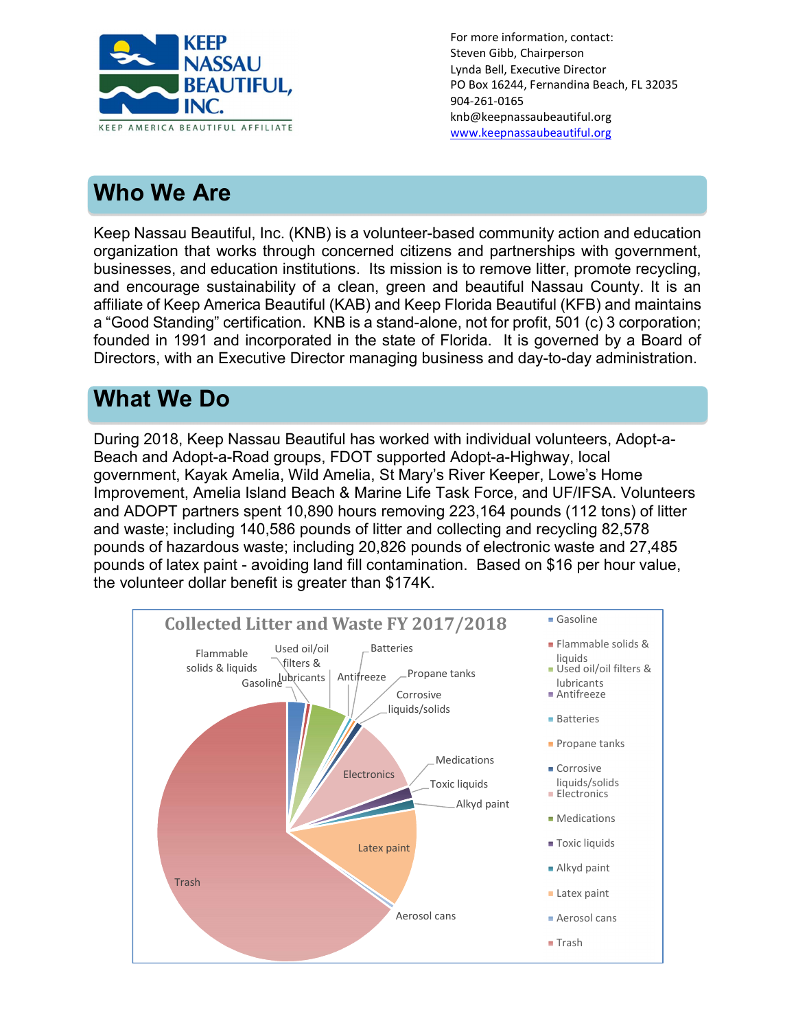KEEP NASSAU BEAUTIFUL, INC.

KEEP AMERICA BEAUTIFUL AFFILIATE

For more information, contact:
Steven Gibb, Chairperson
Lynda Bell, Executive Director
PO Box 16244, Fernandina Beach, FL 32035
904-261-0165
knb@keepnassaubeautiful.org
www.keepnassaubeautiful.org

## Who We Are

Keep Nassau Beautiful, Inc. (KNB) is a volunteer-based community action and education organization that works through concerned citizens and partnerships with government, businesses, and education institutions. Its mission is to remove litter, promote recycling, and encourage sustainability of a clean, green and beautiful Nassau County. It is an affiliate of Keep America Beautiful (KAB) and Keep Florida Beautiful (KFB) and maintains a "Good Standing" certification. KNB is a stand-alone, not for profit, 501 (c) 3 corporation; founded in 1991 and incorporated in the state of Florida. It is governed by a Board of Directors, with an Executive Director managing business and day-to-day administration.

## What We Do

During 2018, Keep Nassau Beautiful has worked with individual volunteers, Adopt-a-Beach and Adopt-a-Road groups, FDOT supported Adopt-a-Highway, local government, Kayak Amelia, Wild Amelia, St Mary's River Keeper, Lowe's Home Improvement, Amelia Island Beach & Marine Life Task Force, and UF/IFSA. Volunteers and ADOPT partners spent 10,890 hours removing 223,164 pounds (112 tons) of litter and waste; including 140,586 pounds of litter and collecting and recycling 82,578 pounds of hazardous waste; including 20,826 pounds of electronic waste and 27,485 pounds of latex paint - avoiding land fill contamination. Based on $16 per hour value, the volunteer dollar benefit is greater than $174K.

**Collected Litter and Waste FY 2017/2018**

Categories: Gasoline, Flammable solids & liquids, Used oil/oil filters & lubricants, Antifreeze, Batteries, Propane tanks, Corrosive liquids/solids, Electronics, Medications, Toxic liquids, Alkyd paint, Latex paint, Aerosol cans, Trash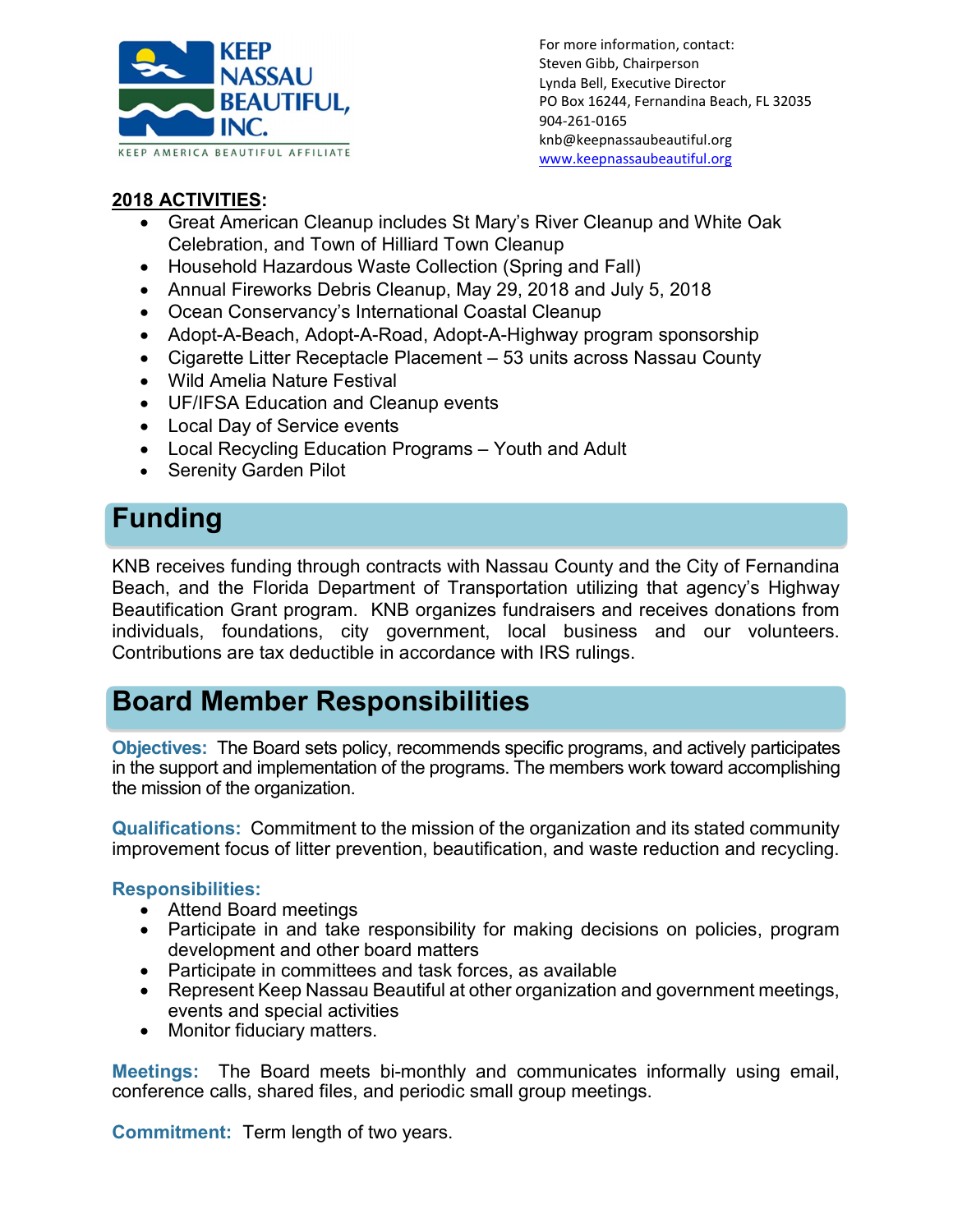KEEP NASSAU BEAUTIFUL, INC.

KEEP AMERICA BEAUTIFUL AFFILIATE

For more information, contact:
Steven Gibb, Chairperson
Lynda Bell, Executive Director
PO Box 16244, Fernandina Beach, FL 32035
904-261-0165
knb@keepnassaubeautiful.org
www.keepnassaubeautiful.org

**2018 ACTIVITIES:**

- Great American Cleanup includes St Mary's River Cleanup and White Oak Celebration, and Town of Hilliard Town Cleanup
- Household Hazardous Waste Collection (Spring and Fall)
- Annual Fireworks Debris Cleanup, May 29, 2018 and July 5, 2018
- Ocean Conservancy's International Coastal Cleanup
- Adopt-A-Beach, Adopt-A-Road, Adopt-A-Highway program sponsorship
- Cigarette Litter Receptacle Placement – 53 units across Nassau County
- Wild Amelia Nature Festival
- UF/IFSA Education and Cleanup events
- Local Day of Service events
- Local Recycling Education Programs – Youth and Adult
- Serenity Garden Pilot

## Funding

KNB receives funding through contracts with Nassau County and the City of Fernandina Beach, and the Florida Department of Transportation utilizing that agency's Highway Beautification Grant program. KNB organizes fundraisers and receives donations from individuals, foundations, city government, local business and our volunteers. Contributions are tax deductible in accordance with IRS rulings.

## Board Member Responsibilities

**Objectives:** The Board sets policy, recommends specific programs, and actively participates in the support and implementation of the programs. The members work toward accomplishing the mission of the organization.

**Qualifications:** Commitment to the mission of the organization and its stated community improvement focus of litter prevention, beautification, and waste reduction and recycling.

**Responsibilities:**

- Attend Board meetings
- Participate in and take responsibility for making decisions on policies, program development and other board matters
- Participate in committees and task forces, as available
- Represent Keep Nassau Beautiful at other organization and government meetings, events and special activities
- Monitor fiduciary matters.

**Meetings:** The Board meets bi-monthly and communicates informally using email, conference calls, shared files, and periodic small group meetings.

**Commitment:** Term length of two years.